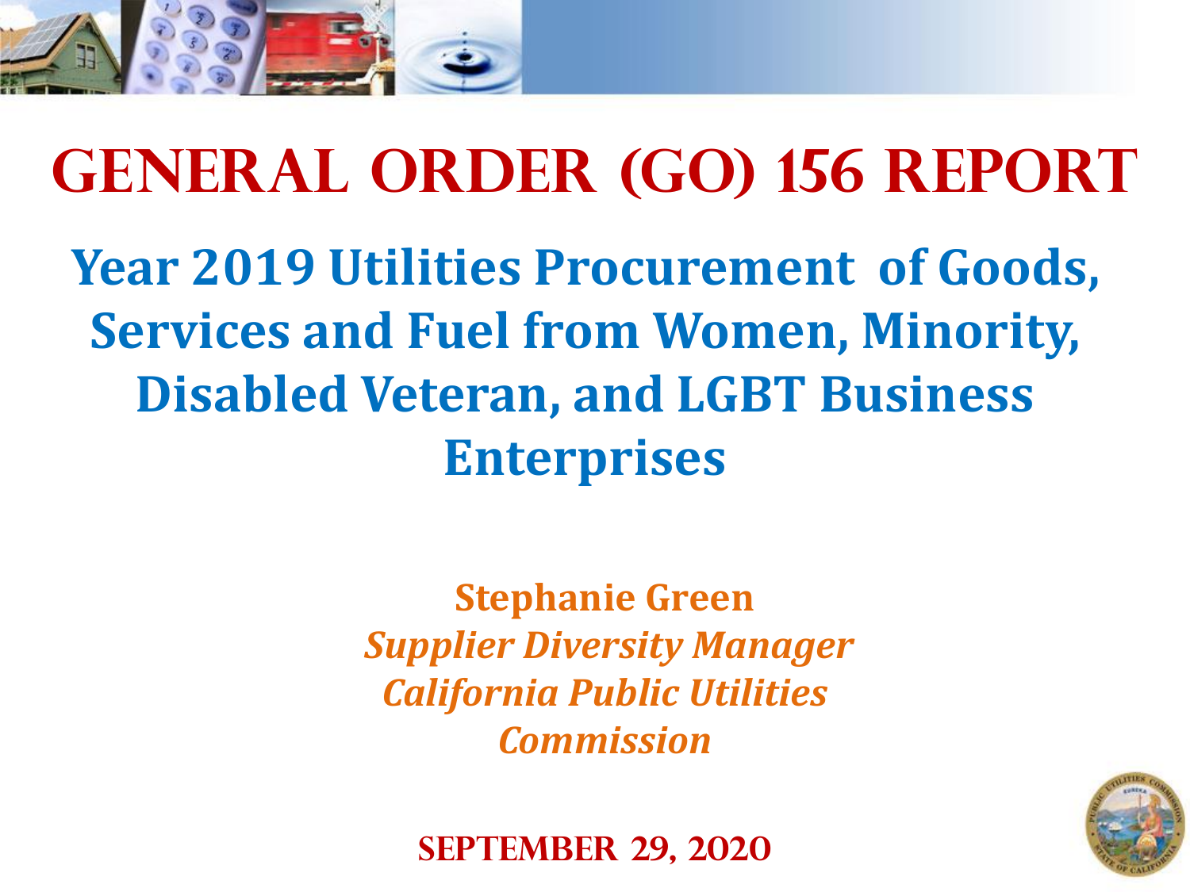# General Order (GO) 156 Report

## Year 2019 Utilities Procurement of Goods, Services and Fuel from Women, Minority, Disabled Veteran, and LGBT Business Enterprises

**Stephanie Green**
***Supplier Diversity Manager***
***California Public Utilities Commission***

**September 29, 2020**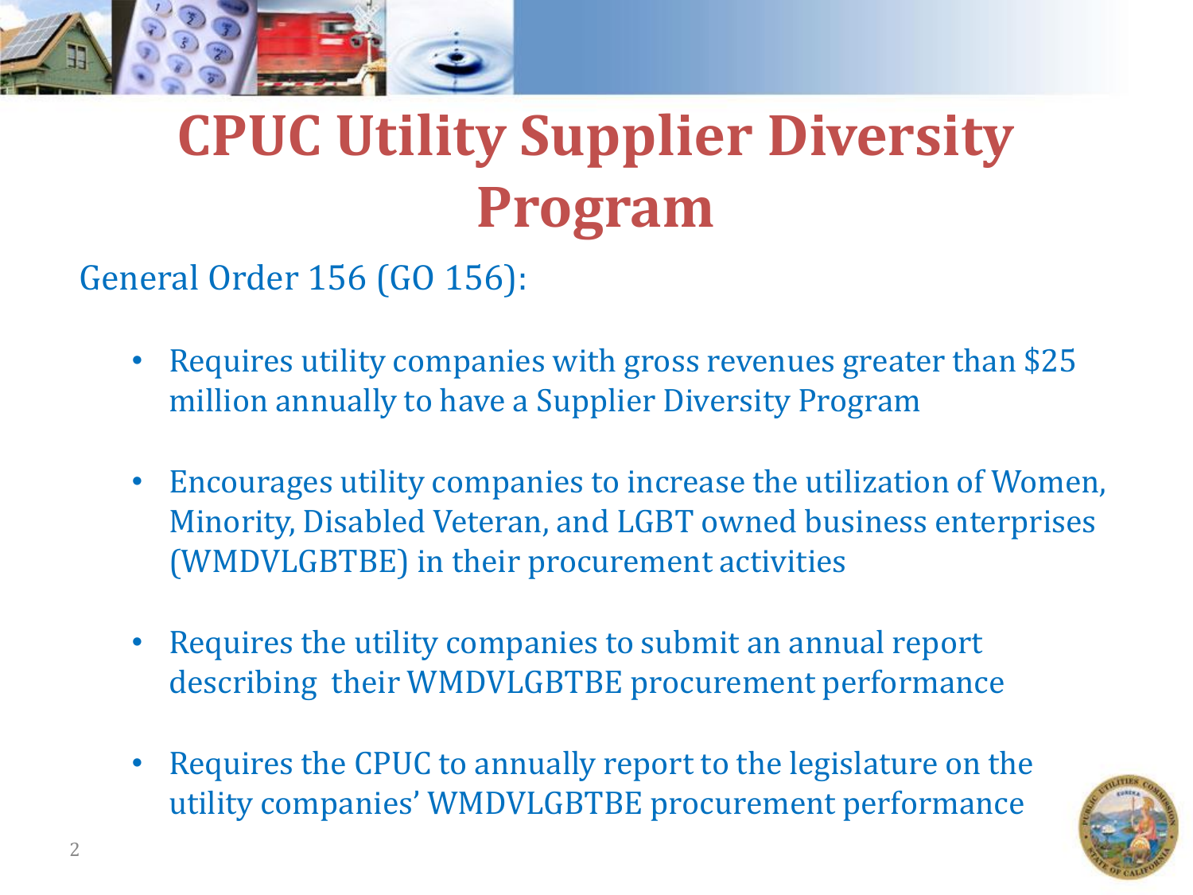# CPUC Utility Supplier Diversity Program

General Order 156 (GO 156):

- Requires utility companies with gross revenues greater than $25 million annually to have a Supplier Diversity Program
- Encourages utility companies to increase the utilization of Women, Minority, Disabled Veteran, and LGBT owned business enterprises (WMDVLGBTBE) in their procurement activities
- Requires the utility companies to submit an annual report describing their WMDVLGBTBE procurement performance
- Requires the CPUC to annually report to the legislature on the utility companies' WMDVLGBTBE procurement performance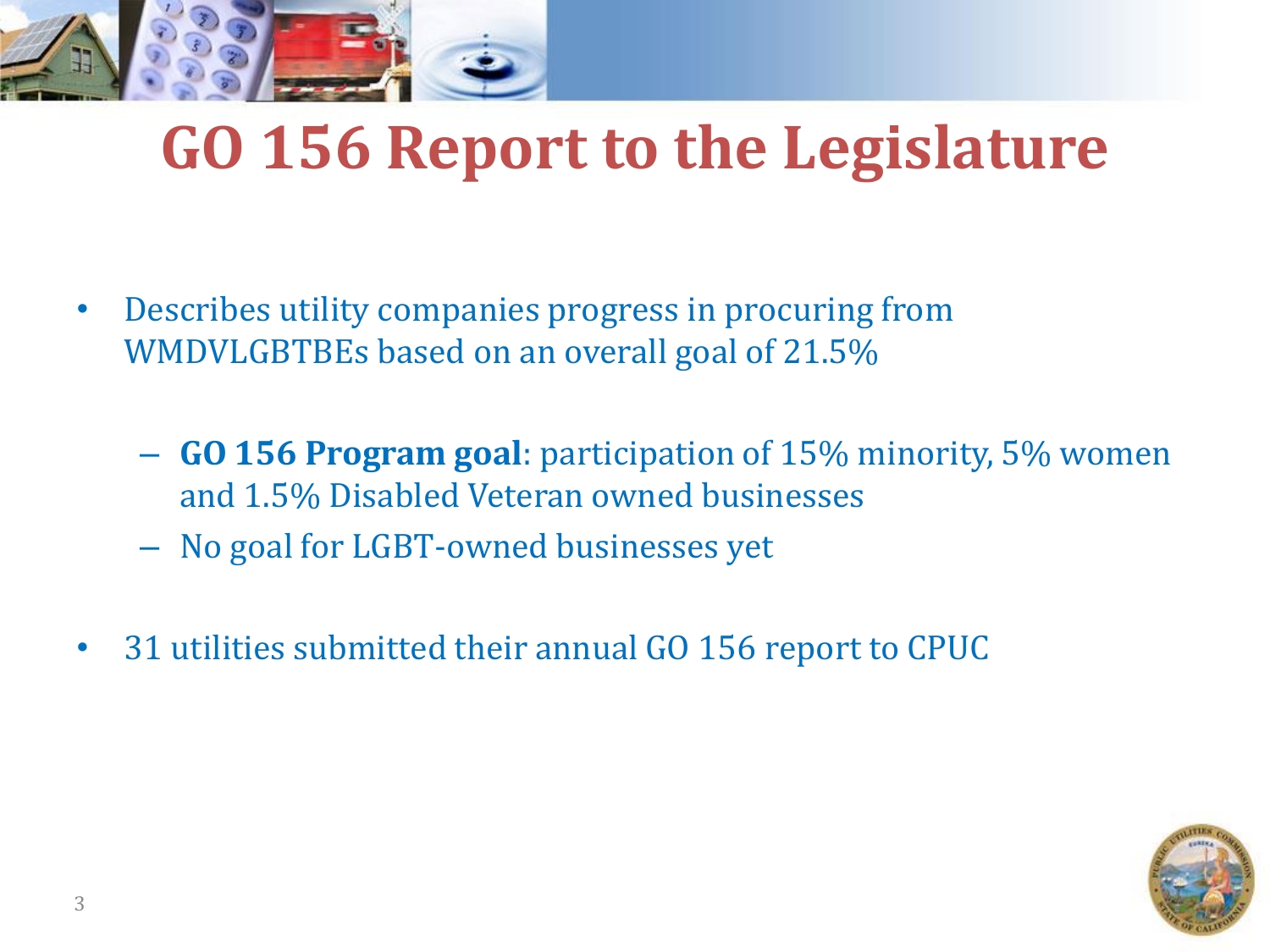# GO 156 Report to the Legislature

- Describes utility companies progress in procuring from WMDVLGBTBEs based on an overall goal of 21.5%
  - **GO 156 Program goal**: participation of 15% minority, 5% women and 1.5% Disabled Veteran owned businesses
  - No goal for LGBT-owned businesses yet
- 31 utilities submitted their annual GO 156 report to CPUC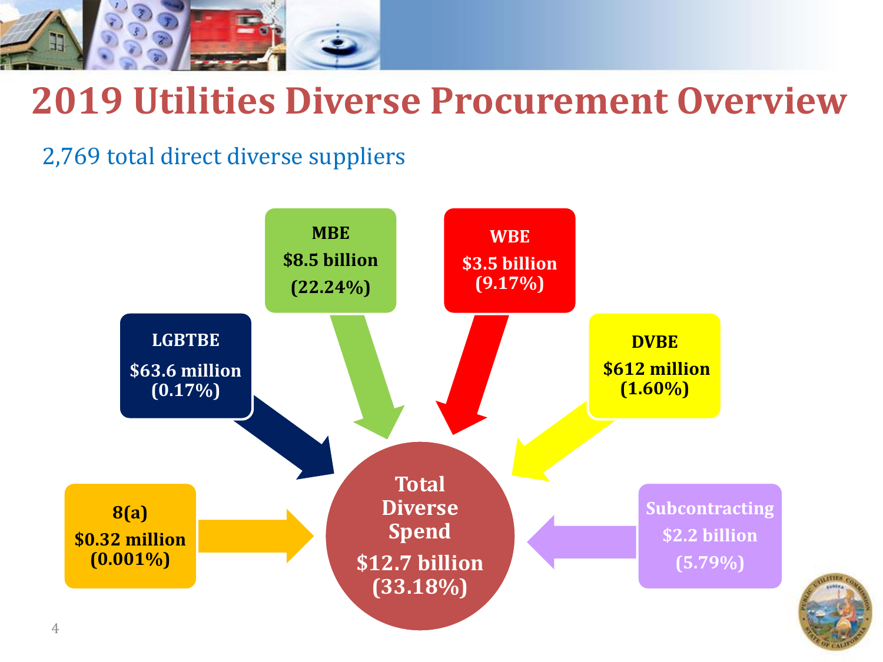# 2019 Utilities Diverse Procurement Overview

2,769 total direct diverse suppliers

**MBE**
**$8.5 billion**
**(22.24%)**

**WBE**
**$3.5 billion**
**(9.17%)**

**LGBTBE**
**$63.6 million**
**(0.17%)**

**DVBE**
**$612 million**
**(1.60%)**

**8(a)**
**$0.32 million**
**(0.001%)**

**Total Diverse Spend**
**$12.7 billion**
**(33.18%)**

**Subcontracting**
**$2.2 billion**
**(5.79%)**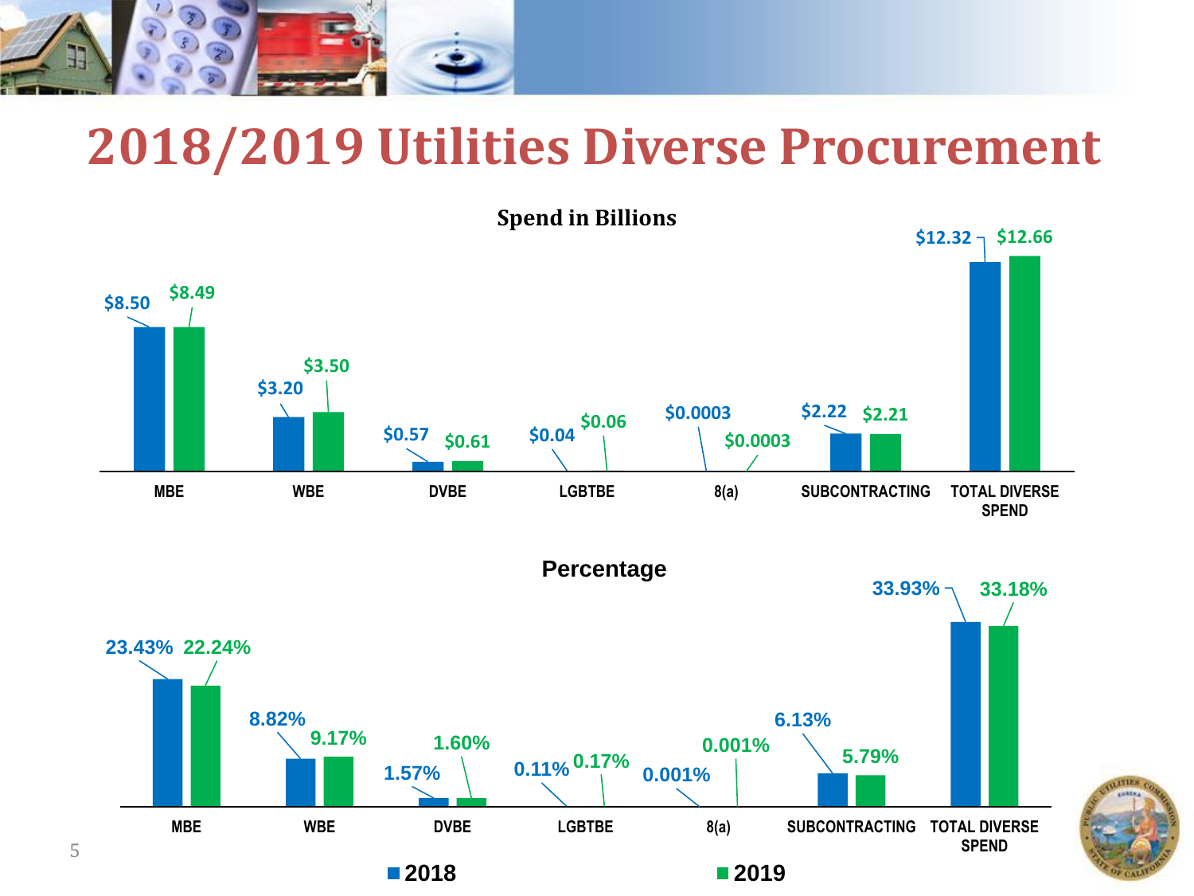# 2018/2019 Utilities Diverse Procurement

**Spend in Billions**

| | MBE | WBE | DVBE | LGBTBE | 8(a) | SUBCONTRACTING | TOTAL DIVERSE SPEND |
|---|---|---|---|---|---|---|---|
| 2018 | $8.50 | $3.20 | $0.57 | $0.04 | $0.0003 | $2.22 | $12.32 |
| 2019 | $8.49 | $3.50 | $0.61 | $0.06 | $0.0003 | $2.21 | $12.66 |

**Percentage**

| | MBE | WBE | DVBE | LGBTBE | 8(a) | SUBCONTRACTING | TOTAL DIVERSE SPEND |
|---|---|---|---|---|---|---|---|
| 2018 | 23.43% | 8.82% | 1.57% | 0.11% | 0.001% | 6.13% | 33.93% |
| 2019 | 22.24% | 9.17% | 1.60% | 0.17% | 0.001% | 5.79% | 33.18% |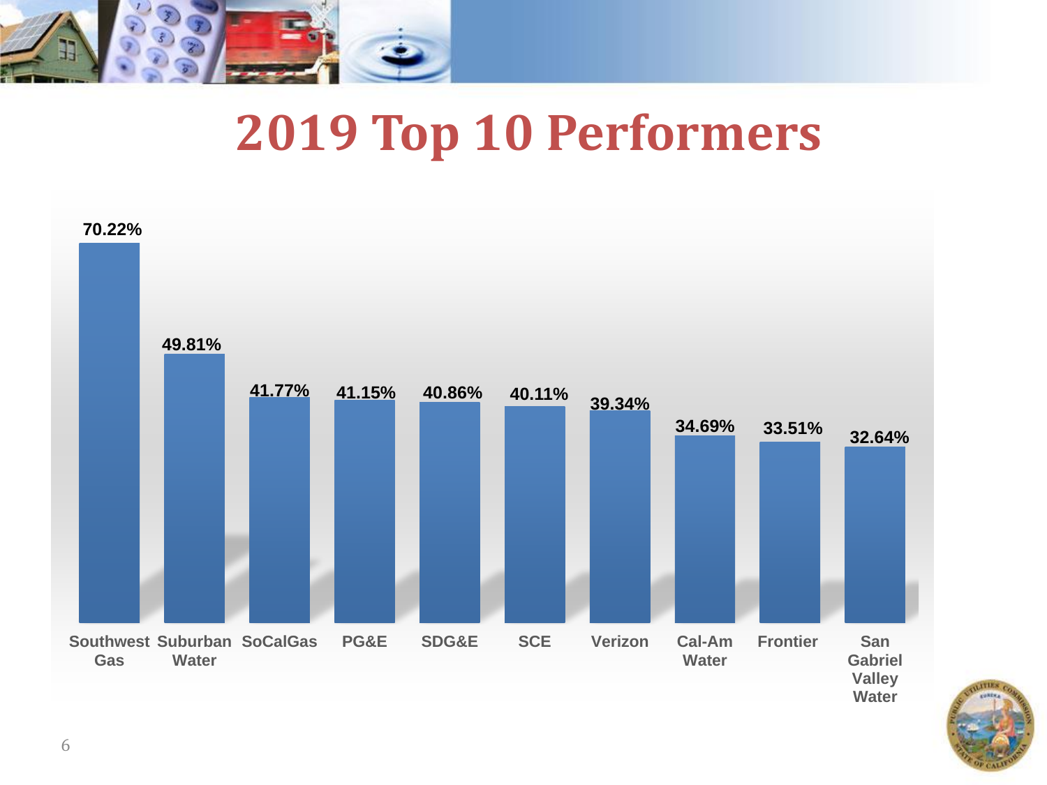# 2019 Top 10 Performers

| Company | Percentage |
|---|---|
| Southwest Gas | 70.22% |
| Suburban Water | 49.81% |
| SoCalGas | 41.77% |
| PG&E | 41.15% |
| SDG&E | 40.86% |
| SCE | 40.11% |
| Verizon | 39.34% |
| Cal-Am Water | 34.69% |
| Frontier | 33.51% |
| San Gabriel Valley Water | 32.64% |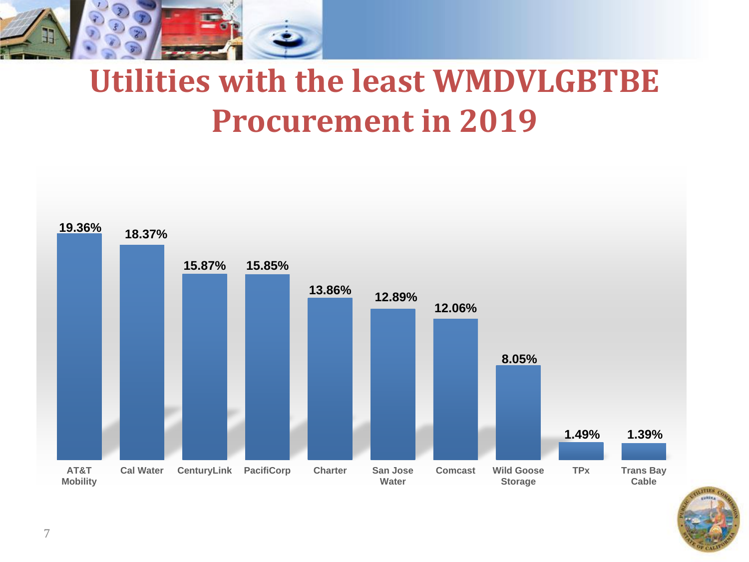# Utilities with the least WMDVLGBTBE Procurement in 2019

| Utility | Percentage |
|---|---|
| AT&T Mobility | 19.36% |
| Cal Water | 18.37% |
| CenturyLink | 15.87% |
| PacifiCorp | 15.85% |
| Charter | 13.86% |
| San Jose Water | 12.89% |
| Comcast | 12.06% |
| Wild Goose Storage | 8.05% |
| TPx | 1.49% |
| Trans Bay Cable | 1.39% |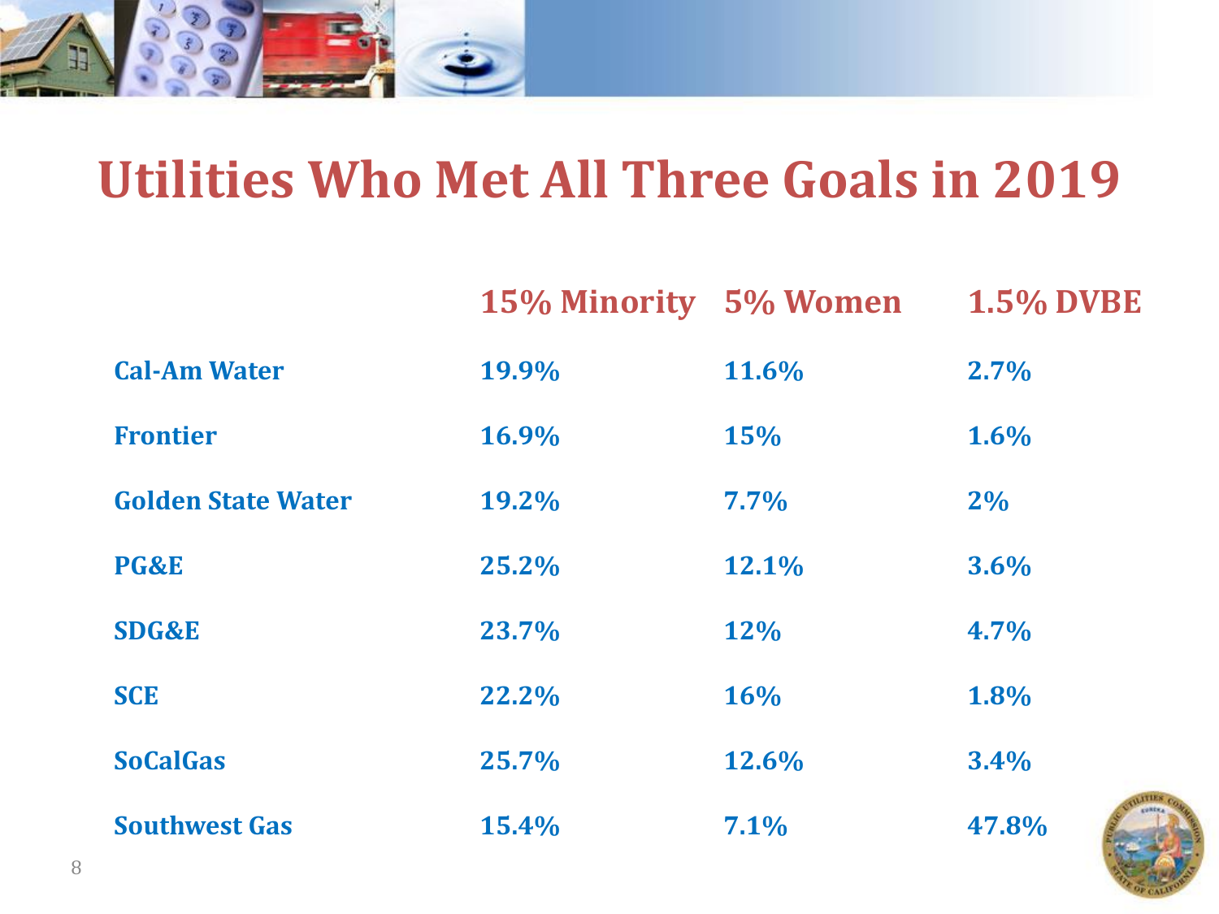# Utilities Who Met All Three Goals in 2019

| | 15% Minority | 5% Women | 1.5% DVBE |
|---|---|---|---|
| **Cal-Am Water** | 19.9% | 11.6% | 2.7% |
| **Frontier** | 16.9% | 15% | 1.6% |
| **Golden State Water** | 19.2% | 7.7% | 2% |
| **PG&E** | 25.2% | 12.1% | 3.6% |
| **SDG&E** | 23.7% | 12% | 4.7% |
| **SCE** | 22.2% | 16% | 1.8% |
| **SoCalGas** | 25.7% | 12.6% | 3.4% |
| **Southwest Gas** | 15.4% | 7.1% | 47.8% |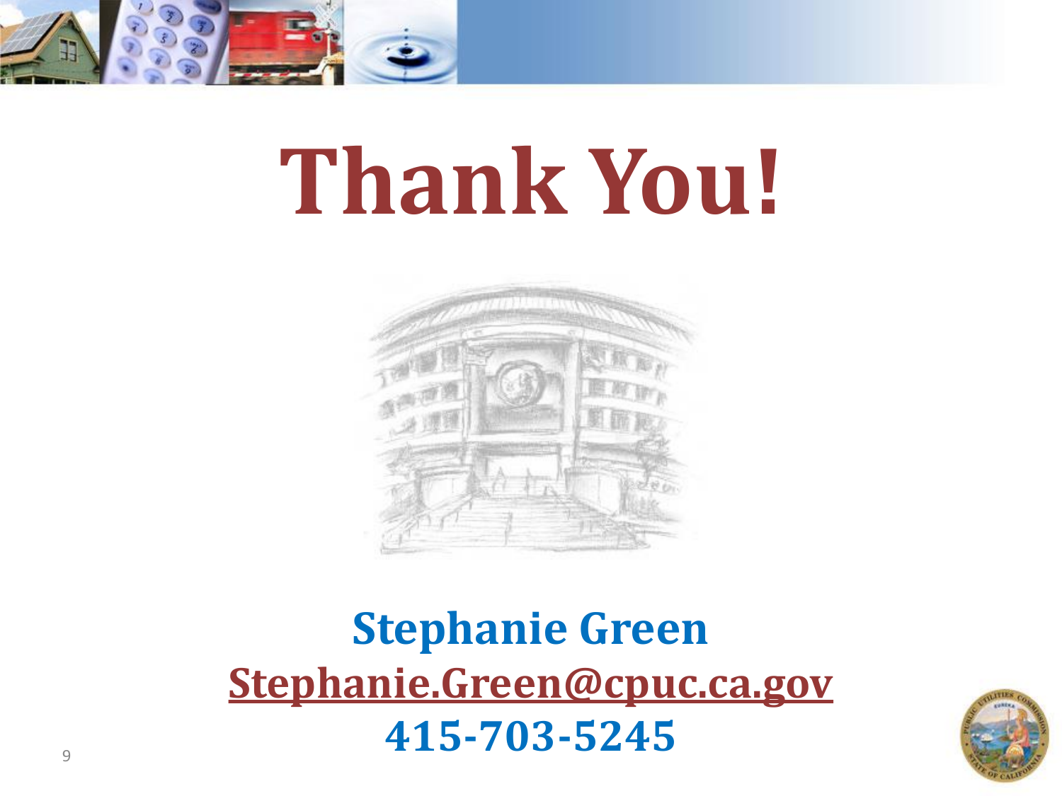# Thank You!

**Stephanie Green**

**Stephanie.Green@cpuc.ca.gov**

**415-703-5245**